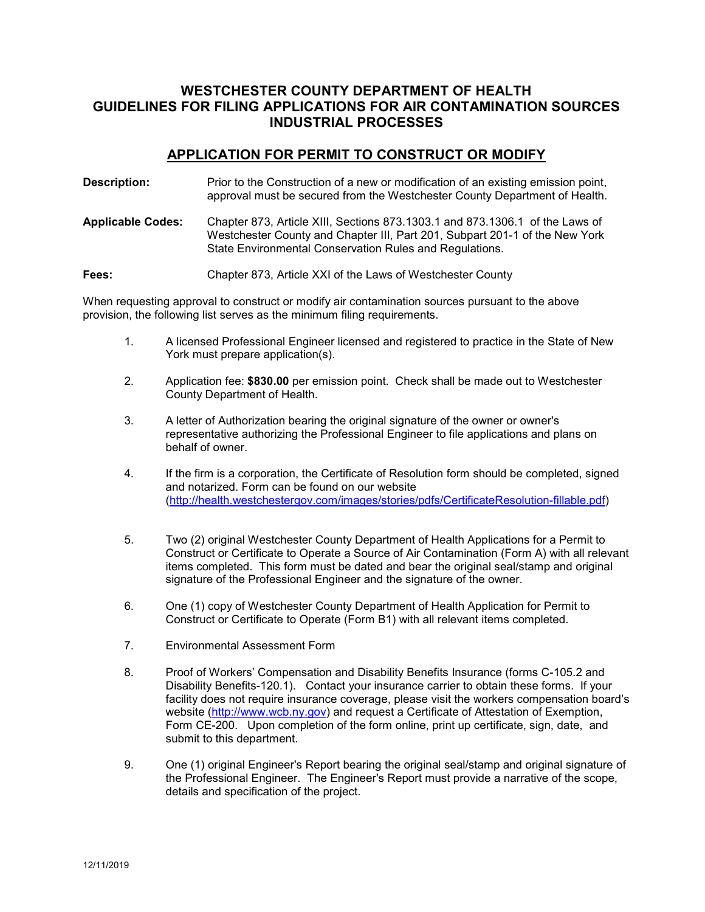# WESTCHESTER COUNTY DEPARTMENT OF HEALTH
# GUIDELINES FOR FILING APPLICATIONS FOR AIR CONTAMINATION SOURCES
# INDUSTRIAL PROCESSES

## APPLICATION FOR PERMIT TO CONSTRUCT OR MODIFY

**Description:** Prior to the Construction of a new or modification of an existing emission point, approval must be secured from the Westchester County Department of Health.

**Applicable Codes:** Chapter 873, Article XIII, Sections 873.1303.1 and 873.1306.1 of the Laws of Westchester County and Chapter III, Part 201, Subpart 201-1 of the New York State Environmental Conservation Rules and Regulations.

**Fees:** Chapter 873, Article XXI of the Laws of Westchester County

When requesting approval to construct or modify air contamination sources pursuant to the above provision, the following list serves as the minimum filing requirements.

1. A licensed Professional Engineer licensed and registered to practice in the State of New York must prepare application(s).

2. Application fee: **$830.00** per emission point. Check shall be made out to Westchester County Department of Health.

3. A letter of Authorization bearing the original signature of the owner or owner's representative authorizing the Professional Engineer to file applications and plans on behalf of owner.

4. If the firm is a corporation, the Certificate of Resolution form should be completed, signed and notarized. Form can be found on our website (http://health.westchestergov.com/images/stories/pdfs/CertificateResolution-fillable.pdf)

5. Two (2) original Westchester County Department of Health Applications for a Permit to Construct or Certificate to Operate a Source of Air Contamination (Form A) with all relevant items completed. This form must be dated and bear the original seal/stamp and original signature of the Professional Engineer and the signature of the owner.

6. One (1) copy of Westchester County Department of Health Application for Permit to Construct or Certificate to Operate (Form B1) with all relevant items completed.

7. Environmental Assessment Form

8. Proof of Workers' Compensation and Disability Benefits Insurance (forms C-105.2 and Disability Benefits-120.1). Contact your insurance carrier to obtain these forms. If your facility does not require insurance coverage, please visit the workers compensation board's website (http://www.wcb.ny.gov) and request a Certificate of Attestation of Exemption, Form CE-200. Upon completion of the form online, print up certificate, sign, date, and submit to this department.

9. One (1) original Engineer's Report bearing the original seal/stamp and original signature of the Professional Engineer. The Engineer's Report must provide a narrative of the scope, details and specification of the project.

12/11/2019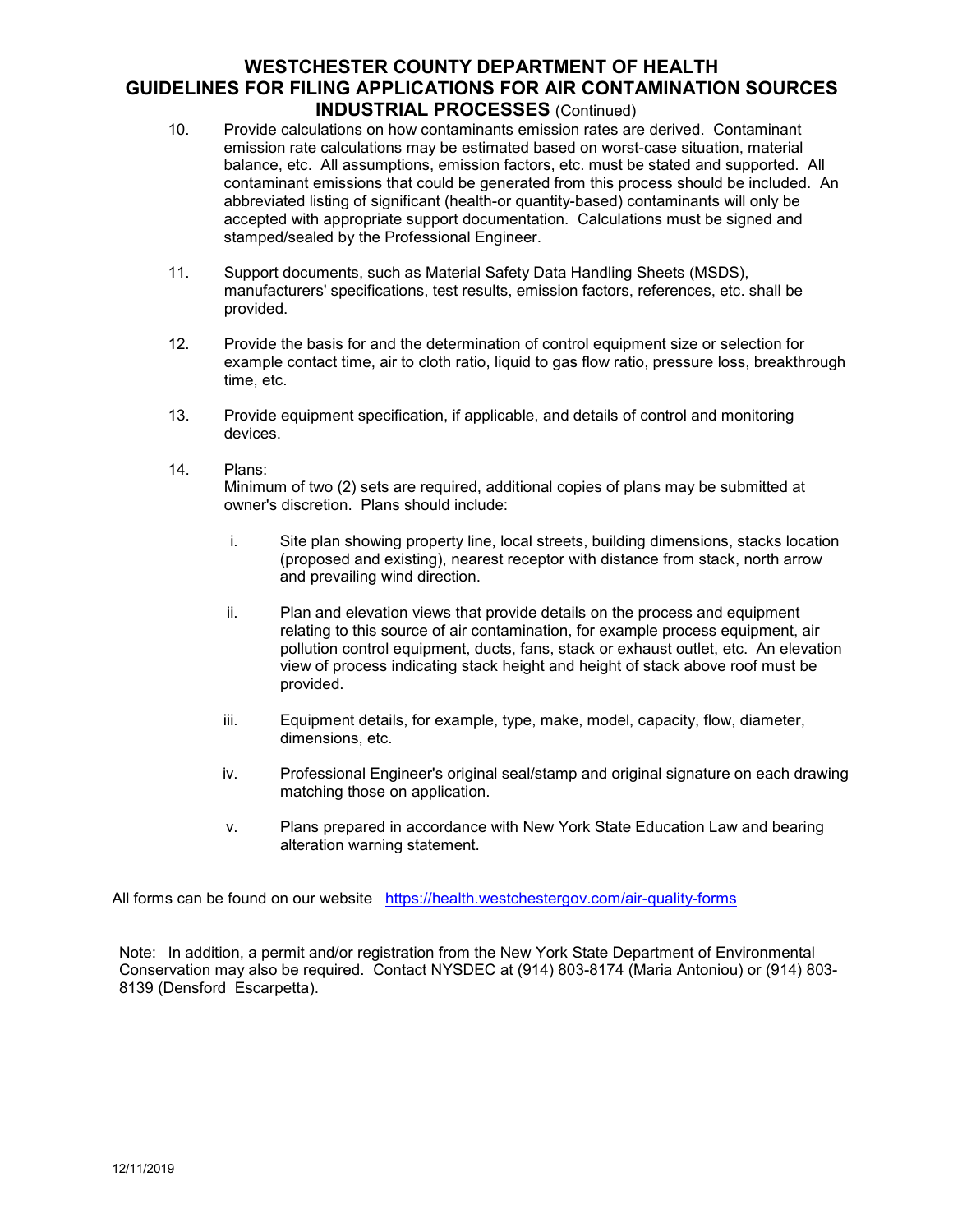# WESTCHESTER COUNTY DEPARTMENT OF HEALTH
## GUIDELINES FOR FILING APPLICATIONS FOR AIR CONTAMINATION SOURCES
### INDUSTRIAL PROCESSES (Continued)

10. Provide calculations on how contaminants emission rates are derived. Contaminant emission rate calculations may be estimated based on worst-case situation, material balance, etc. All assumptions, emission factors, etc. must be stated and supported. All contaminant emissions that could be generated from this process should be included. An abbreviated listing of significant (health-or quantity-based) contaminants will only be accepted with appropriate support documentation. Calculations must be signed and stamped/sealed by the Professional Engineer.

11. Support documents, such as Material Safety Data Handling Sheets (MSDS), manufacturers' specifications, test results, emission factors, references, etc. shall be provided.

12. Provide the basis for and the determination of control equipment size or selection for example contact time, air to cloth ratio, liquid to gas flow ratio, pressure loss, breakthrough time, etc.

13. Provide equipment specification, if applicable, and details of control and monitoring devices.

14. Plans:
    Minimum of two (2) sets are required, additional copies of plans may be submitted at owner's discretion. Plans should include:

    i. Site plan showing property line, local streets, building dimensions, stacks location (proposed and existing), nearest receptor with distance from stack, north arrow and prevailing wind direction.

    ii. Plan and elevation views that provide details on the process and equipment relating to this source of air contamination, for example process equipment, air pollution control equipment, ducts, fans, stack or exhaust outlet, etc. An elevation view of process indicating stack height and height of stack above roof must be provided.

    iii. Equipment details, for example, type, make, model, capacity, flow, diameter, dimensions, etc.

    iv. Professional Engineer's original seal/stamp and original signature on each drawing matching those on application.

    v. Plans prepared in accordance with New York State Education Law and bearing alteration warning statement.

All forms can be found on our website [https://health.westchestergov.com/air-quality-forms](https://health.westchestergov.com/air-quality-forms)

Note: In addition, a permit and/or registration from the New York State Department of Environmental Conservation may also be required. Contact NYSDEC at (914) 803-8174 (Maria Antoniou) or (914) 803-8139 (Densford Escarpetta).

12/11/2019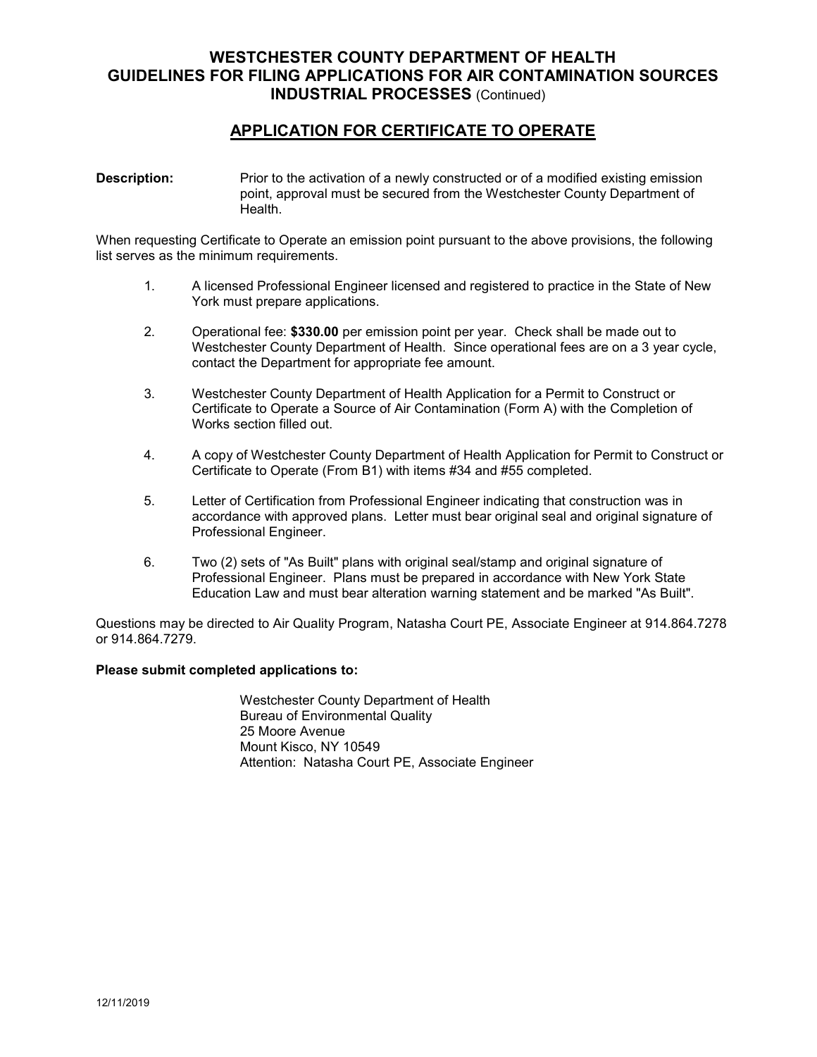# WESTCHESTER COUNTY DEPARTMENT OF HEALTH
# GUIDELINES FOR FILING APPLICATIONS FOR AIR CONTAMINATION SOURCES
# INDUSTRIAL PROCESSES (Continued)

## APPLICATION FOR CERTIFICATE TO OPERATE

**Description:** Prior to the activation of a newly constructed or of a modified existing emission point, approval must be secured from the Westchester County Department of Health.

When requesting Certificate to Operate an emission point pursuant to the above provisions, the following list serves as the minimum requirements.

1. A licensed Professional Engineer licensed and registered to practice in the State of New York must prepare applications.

2. Operational fee: **$330.00** per emission point per year. Check shall be made out to Westchester County Department of Health. Since operational fees are on a 3 year cycle, contact the Department for appropriate fee amount.

3. Westchester County Department of Health Application for a Permit to Construct or Certificate to Operate a Source of Air Contamination (Form A) with the Completion of Works section filled out.

4. A copy of Westchester County Department of Health Application for Permit to Construct or Certificate to Operate (From B1) with items #34 and #55 completed.

5. Letter of Certification from Professional Engineer indicating that construction was in accordance with approved plans. Letter must bear original seal and original signature of Professional Engineer.

6. Two (2) sets of "As Built" plans with original seal/stamp and original signature of Professional Engineer. Plans must be prepared in accordance with New York State Education Law and must bear alteration warning statement and be marked "As Built".

Questions may be directed to Air Quality Program, Natasha Court PE, Associate Engineer at 914.864.7278 or 914.864.7279.

**Please submit completed applications to:**

Westchester County Department of Health
Bureau of Environmental Quality
25 Moore Avenue
Mount Kisco, NY 10549
Attention: Natasha Court PE, Associate Engineer

12/11/2019